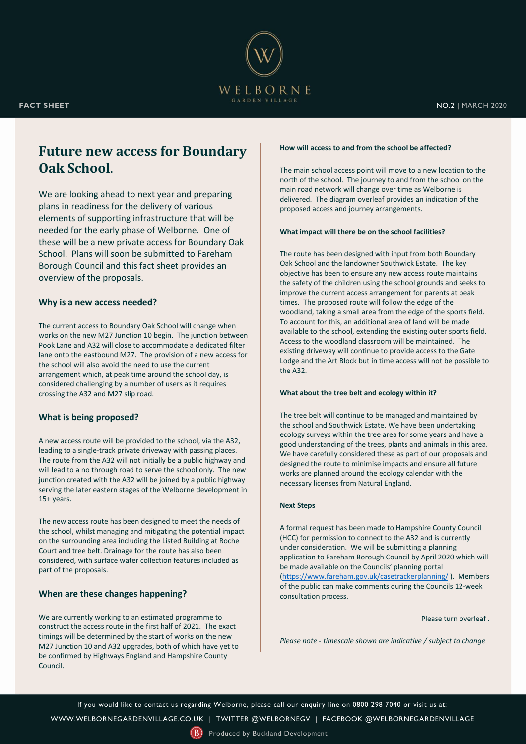# Future new access for Boundary Oak School.

We are looking ahead to next year and preparing plans in readiness for the delivery of various elements of supporting infrastructure that will be needed for the early phase of Welborne. One of these will be a new private access for Boundary Oak School. Plans will soon be submitted to Fareham Borough Council and this fact sheet provides an overview of the proposals.

## Why is a new access needed?

The current access to Boundary Oak School will change when works on the new M27 Junction 10 begin. The junction between Pook Lane and A32 will close to accommodate a dedicated filter lane onto the eastbound M27. The provision of a new access for the school will also avoid the need to use the current arrangement which, at peak time around the school day, is considered challenging by a number of users as it requires crossing the A32 and M27 slip road.

## What is being proposed?

A new access route will be provided to the school, via the A32, leading to a single-track private driveway with passing places. The route from the A32 will not initially be a public highway and will lead to a no through road to serve the school only. The new junction created with the A32 will be joined by a public highway serving the later eastern stages of the Welborne development in 15+ years.

The new access route has been designed to meet the needs of the school, whilst managing and mitigating the potential impact on the surrounding area including the Listed Building at Roche Court and tree belt. Drainage for the route has also been considered, with surface water collection features included as part of the proposals.

## When are these changes happening?

We are currently working to an estimated programme to construct the access route in the first half of 2021. The exact timings will be determined by the start of works on the new M27 Junction 10 and A32 upgrades, both of which have yet to be confirmed by Highways England and Hampshire County Council.

#### How will access to and from the school be affected?

The main school access point will move to a new location to the north of the school. The journey to and from the school on the main road network will change over time as Welborne is delivered. The diagram overleaf provides an indication of the proposed access and journey arrangements.

#### What impact will there be on the school facilities?

The route has been designed with input from both Boundary Oak School and the landowner Southwick Estate. The key objective has been to ensure any new access route maintains the safety of the children using the school grounds and seeks to improve the current access arrangement for parents at peak times. The proposed route will follow the edge of the woodland, taking a small area from the edge of the sports field. To account for this, an additional area of land will be made available to the school, extending the existing outer sports field. Access to the woodland classroom will be maintained. The existing driveway will continue to provide access to the Gate Lodge and the Art Block but in time access will not be possible to the A32.

#### What about the tree belt and ecology within it?

The tree belt will continue to be managed and maintained by the school and Southwick Estate. We have been undertaking ecology surveys within the tree area for some years and have a good understanding of the trees, plants and animals in this area. We have carefully considered these as part of our proposals and designed the route to minimise impacts and ensure all future works are planned around the ecology calendar with the necessary licenses from Natural England.

#### Next Steps

A formal request has been made to Hampshire County Council (HCC) for permission to connect to the A32 and is currently under consideration. We will be submitting a planning application to Fareham Borough Council by April 2020 which will be made available on the Councils' planning portal (https://www.fareham.gov.uk/casetrackerplanning/ ). Members of the public can make comments during the Councils 12-week consultation process.

Please turn overleaf .

*Please note - timescale shown are indicative / subject to change*

If you would like to contact us regarding Welborne, please call our enquiry line on 0800 298 7040 or visit us at:

WWW.WELBORNEGARDENVILLAGE.CO.UK | TWITTER @WELBORNEGV | FACEBOOK @WELBORNEGARDENVILLAGE

Produced by Buckland Development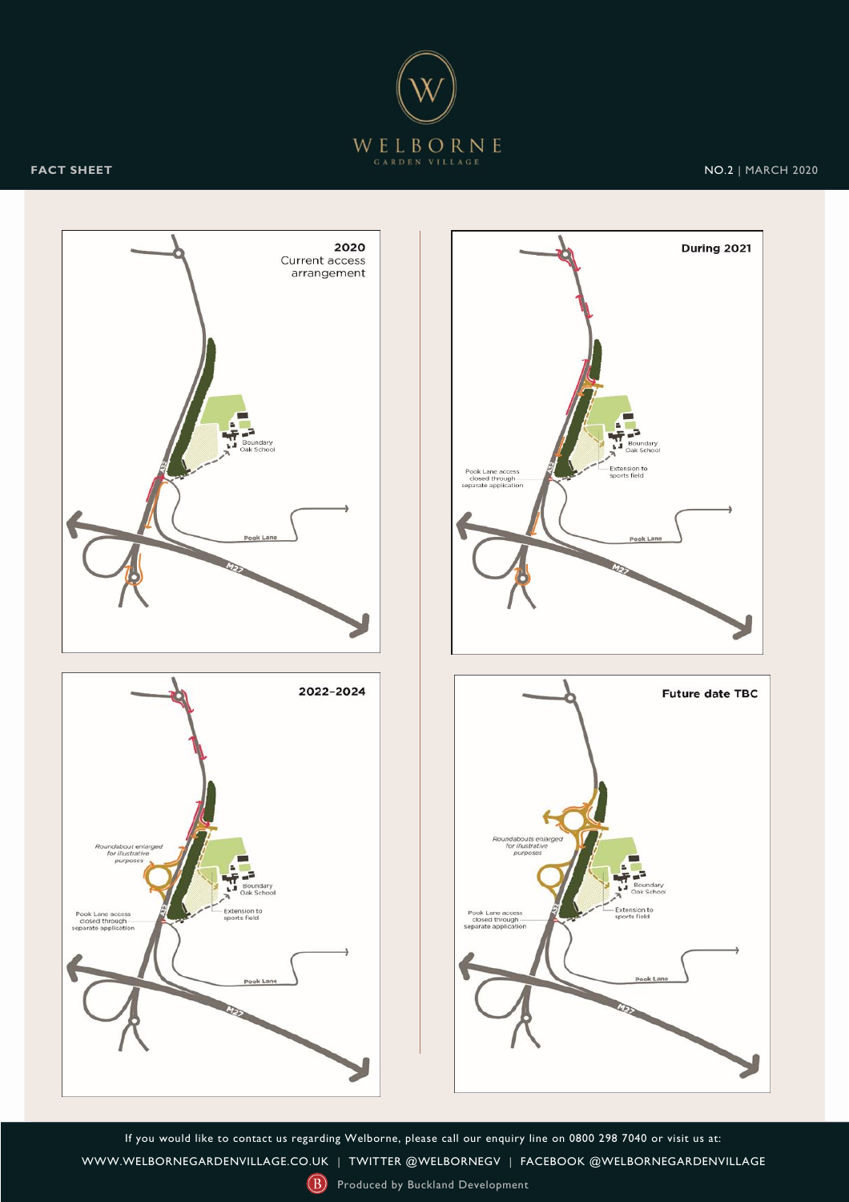WELBORNE
GARDEN VILLAGE

FACT SHEET

NO.2 | MARCH 2020

**2020**
Current access arrangement

Boundary Oak School
Pook Lane
A32
M27

**During 2021**

Boundary Oak School
Extension to sports field
Pook Lane access closed through separate application
Pook Lane
A32
M27

**2022–2024**

*Roundabout enlarged for illustrative purposes*
Boundary Oak School
Extension to sports field
Pook Lane access closed through separate application
Pook Lane
A32
M27

**Future date TBC**

*Roundabouts enlarged for illustrative purposes*
Boundary Oak School
Extension to sports field
Pook Lane access closed through separate application
Pook Lane
A32
M27

If you would like to contact us regarding Welborne, please call our enquiry line on 0800 298 7040 or visit us at:

WWW.WELBORNEGARDENVILLAGE.CO.UK | TWITTER @WELBORNEGV | FACEBOOK @WELBORNEGARDENVILLAGE

Produced by Buckland Development